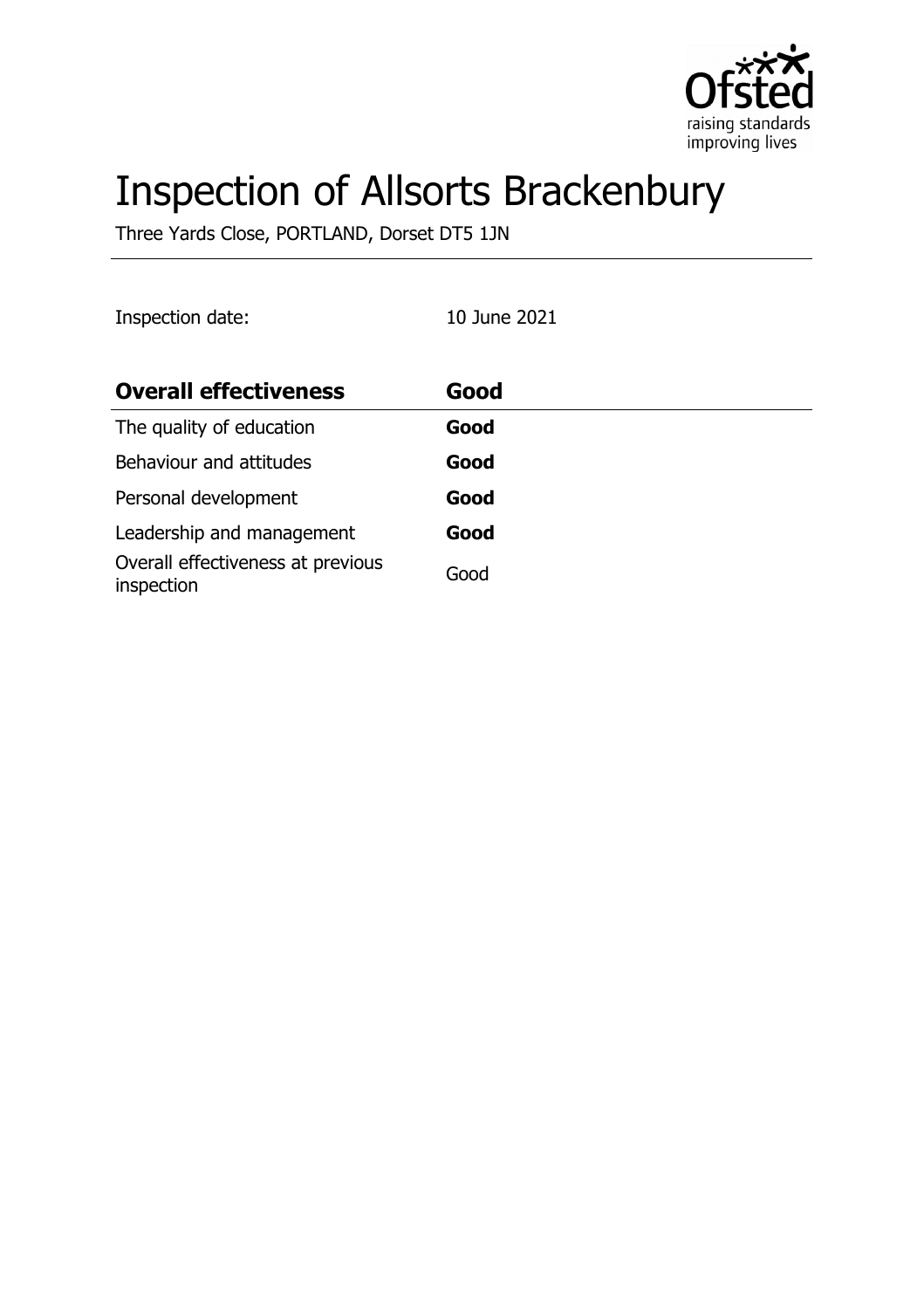# Inspection of Allsorts Brackenbury

Three Yards Close, PORTLAND, Dorset DT5 1JN

Inspection date: 10 June 2021

| **Overall effectiveness** | **Good** |
|---|---|
| The quality of education | **Good** |
| Behaviour and attitudes | **Good** |
| Personal development | **Good** |
| Leadership and management | **Good** |
| Overall effectiveness at previous inspection | Good |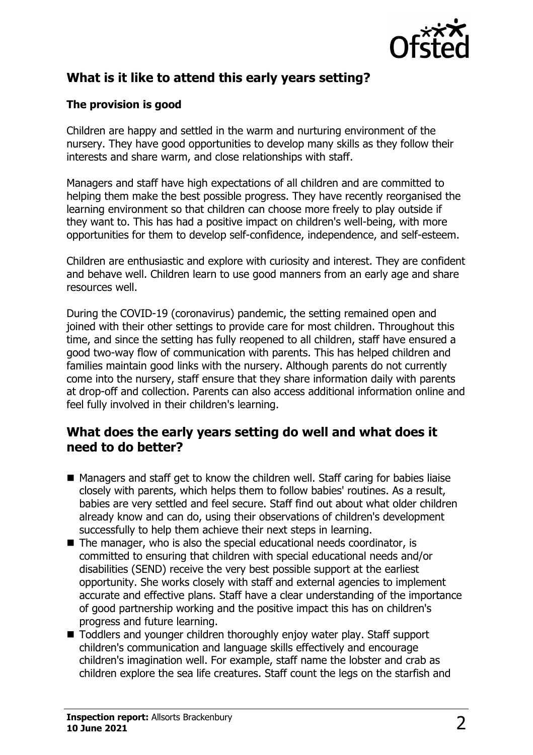## What is it like to attend this early years setting?

### The provision is good

Children are happy and settled in the warm and nurturing environment of the nursery. They have good opportunities to develop many skills as they follow their interests and share warm, and close relationships with staff.

Managers and staff have high expectations of all children and are committed to helping them make the best possible progress. They have recently reorganised the learning environment so that children can choose more freely to play outside if they want to. This has had a positive impact on children's well-being, with more opportunities for them to develop self-confidence, independence, and self-esteem.

Children are enthusiastic and explore with curiosity and interest. They are confident and behave well. Children learn to use good manners from an early age and share resources well.

During the COVID-19 (coronavirus) pandemic, the setting remained open and joined with their other settings to provide care for most children. Throughout this time, and since the setting has fully reopened to all children, staff have ensured a good two-way flow of communication with parents. This has helped children and families maintain good links with the nursery. Although parents do not currently come into the nursery, staff ensure that they share information daily with parents at drop-off and collection. Parents can also access additional information online and feel fully involved in their children's learning.

## What does the early years setting do well and what does it need to do better?

- Managers and staff get to know the children well. Staff caring for babies liaise closely with parents, which helps them to follow babies' routines. As a result, babies are very settled and feel secure. Staff find out about what older children already know and can do, using their observations of children's development successfully to help them achieve their next steps in learning.
- The manager, who is also the special educational needs coordinator, is committed to ensuring that children with special educational needs and/or disabilities (SEND) receive the very best possible support at the earliest opportunity. She works closely with staff and external agencies to implement accurate and effective plans. Staff have a clear understanding of the importance of good partnership working and the positive impact this has on children's progress and future learning.
- Toddlers and younger children thoroughly enjoy water play. Staff support children's communication and language skills effectively and encourage children's imagination well. For example, staff name the lobster and crab as children explore the sea life creatures. Staff count the legs on the starfish and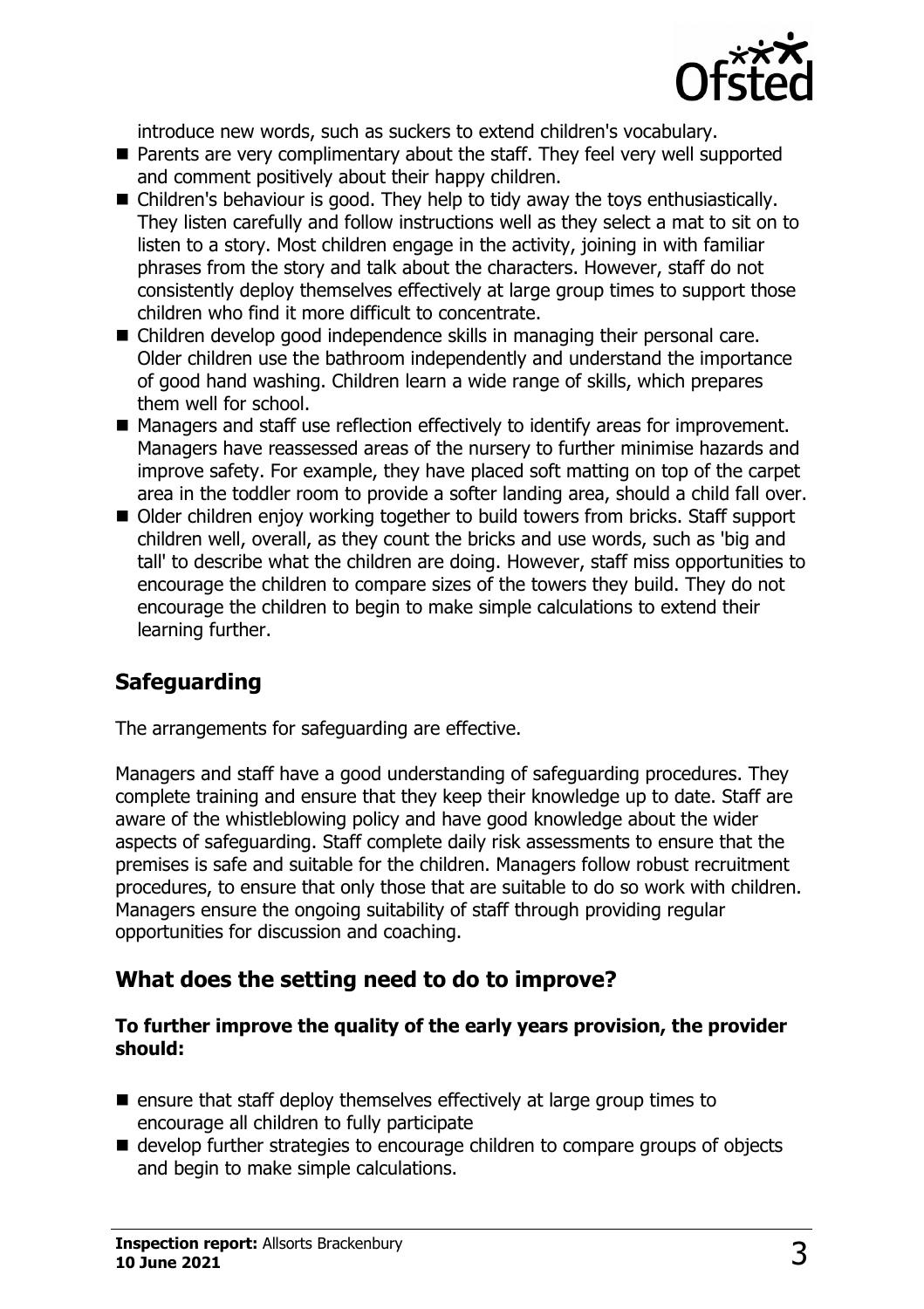introduce new words, such as suckers to extend children's vocabulary.

- Parents are very complimentary about the staff. They feel very well supported and comment positively about their happy children.
- Children's behaviour is good. They help to tidy away the toys enthusiastically. They listen carefully and follow instructions well as they select a mat to sit on to listen to a story. Most children engage in the activity, joining in with familiar phrases from the story and talk about the characters. However, staff do not consistently deploy themselves effectively at large group times to support those children who find it more difficult to concentrate.
- Children develop good independence skills in managing their personal care. Older children use the bathroom independently and understand the importance of good hand washing. Children learn a wide range of skills, which prepares them well for school.
- Managers and staff use reflection effectively to identify areas for improvement. Managers have reassessed areas of the nursery to further minimise hazards and improve safety. For example, they have placed soft matting on top of the carpet area in the toddler room to provide a softer landing area, should a child fall over.
- Older children enjoy working together to build towers from bricks. Staff support children well, overall, as they count the bricks and use words, such as 'big and tall' to describe what the children are doing. However, staff miss opportunities to encourage the children to compare sizes of the towers they build. They do not encourage the children to begin to make simple calculations to extend their learning further.

## Safeguarding

The arrangements for safeguarding are effective.

Managers and staff have a good understanding of safeguarding procedures. They complete training and ensure that they keep their knowledge up to date. Staff are aware of the whistleblowing policy and have good knowledge about the wider aspects of safeguarding. Staff complete daily risk assessments to ensure that the premises is safe and suitable for the children. Managers follow robust recruitment procedures, to ensure that only those that are suitable to do so work with children. Managers ensure the ongoing suitability of staff through providing regular opportunities for discussion and coaching.

## What does the setting need to do to improve?

**To further improve the quality of the early years provision, the provider should:**

- ensure that staff deploy themselves effectively at large group times to encourage all children to fully participate
- develop further strategies to encourage children to compare groups of objects and begin to make simple calculations.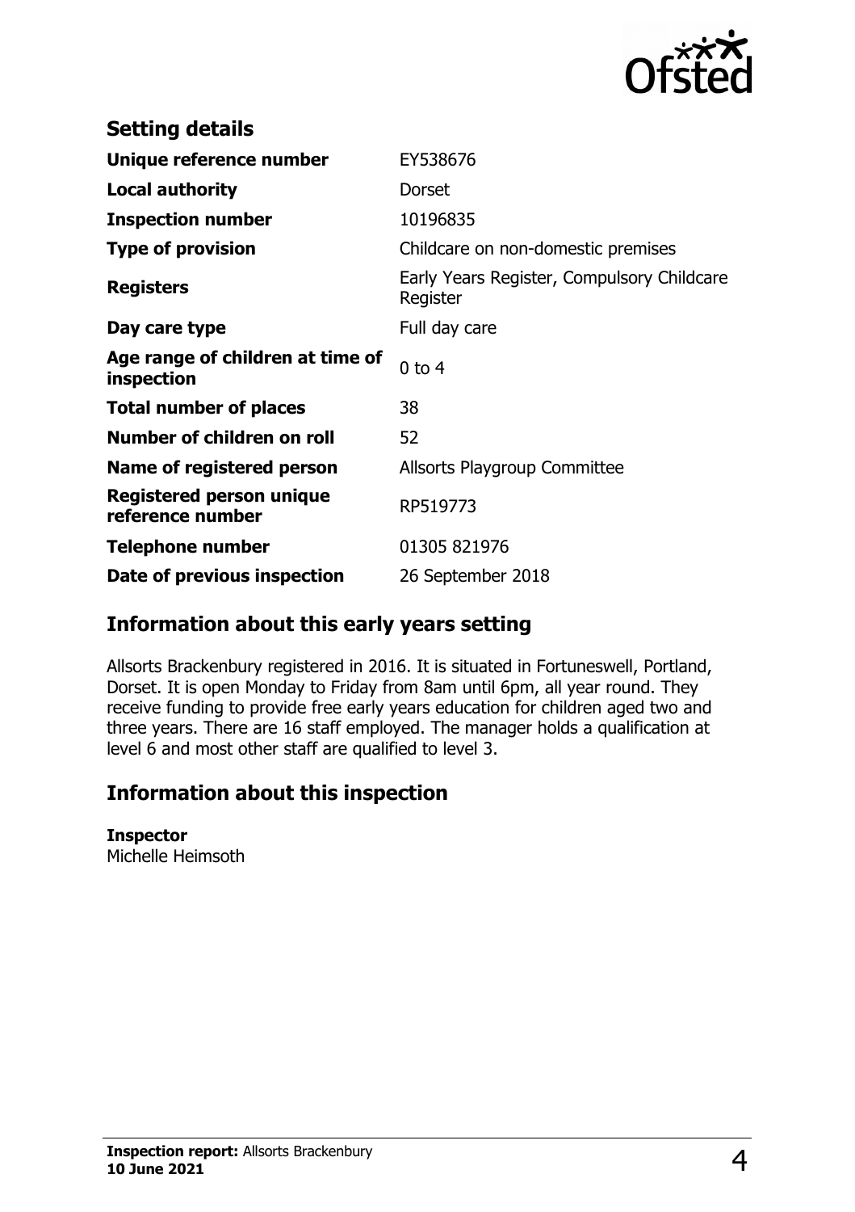## Setting details

| | |
|---|---|
| **Unique reference number** | EY538676 |
| **Local authority** | Dorset |
| **Inspection number** | 10196835 |
| **Type of provision** | Childcare on non-domestic premises |
| **Registers** | Early Years Register, Compulsory Childcare Register |
| **Day care type** | Full day care |
| **Age range of children at time of inspection** | 0 to 4 |
| **Total number of places** | 38 |
| **Number of children on roll** | 52 |
| **Name of registered person** | Allsorts Playgroup Committee |
| **Registered person unique reference number** | RP519773 |
| **Telephone number** | 01305 821976 |
| **Date of previous inspection** | 26 September 2018 |

## Information about this early years setting

Allsorts Brackenbury registered in 2016. It is situated in Fortuneswell, Portland, Dorset. It is open Monday to Friday from 8am until 6pm, all year round. They receive funding to provide free early years education for children aged two and three years. There are 16 staff employed. The manager holds a qualification at level 6 and most other staff are qualified to level 3.

## Information about this inspection

**Inspector**
Michelle Heimsoth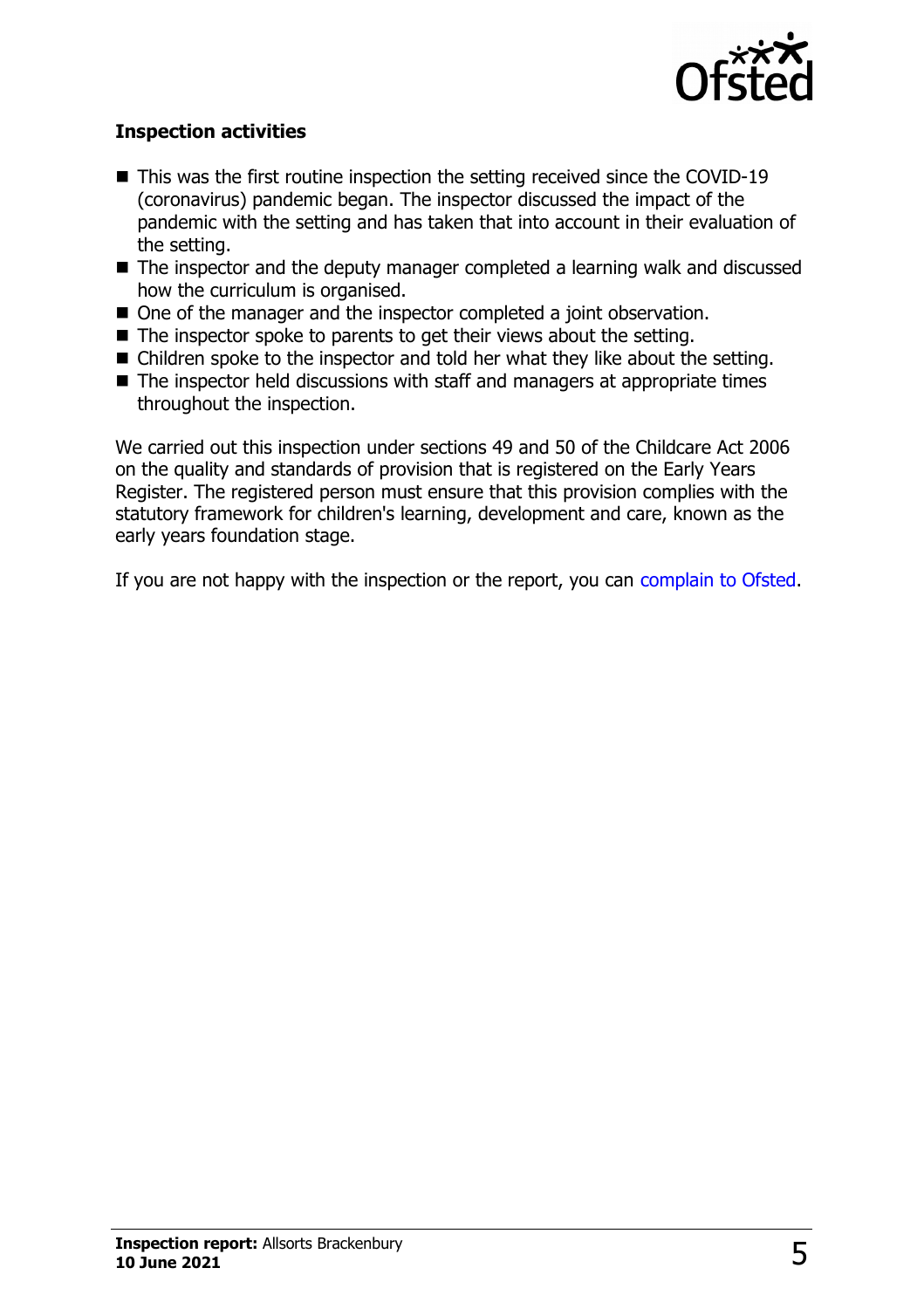### Inspection activities

- This was the first routine inspection the setting received since the COVID-19 (coronavirus) pandemic began. The inspector discussed the impact of the pandemic with the setting and has taken that into account in their evaluation of the setting.
- The inspector and the deputy manager completed a learning walk and discussed how the curriculum is organised.
- One of the manager and the inspector completed a joint observation.
- The inspector spoke to parents to get their views about the setting.
- Children spoke to the inspector and told her what they like about the setting.
- The inspector held discussions with staff and managers at appropriate times throughout the inspection.

We carried out this inspection under sections 49 and 50 of the Childcare Act 2006 on the quality and standards of provision that is registered on the Early Years Register. The registered person must ensure that this provision complies with the statutory framework for children's learning, development and care, known as the early years foundation stage.

If you are not happy with the inspection or the report, you can complain to Ofsted.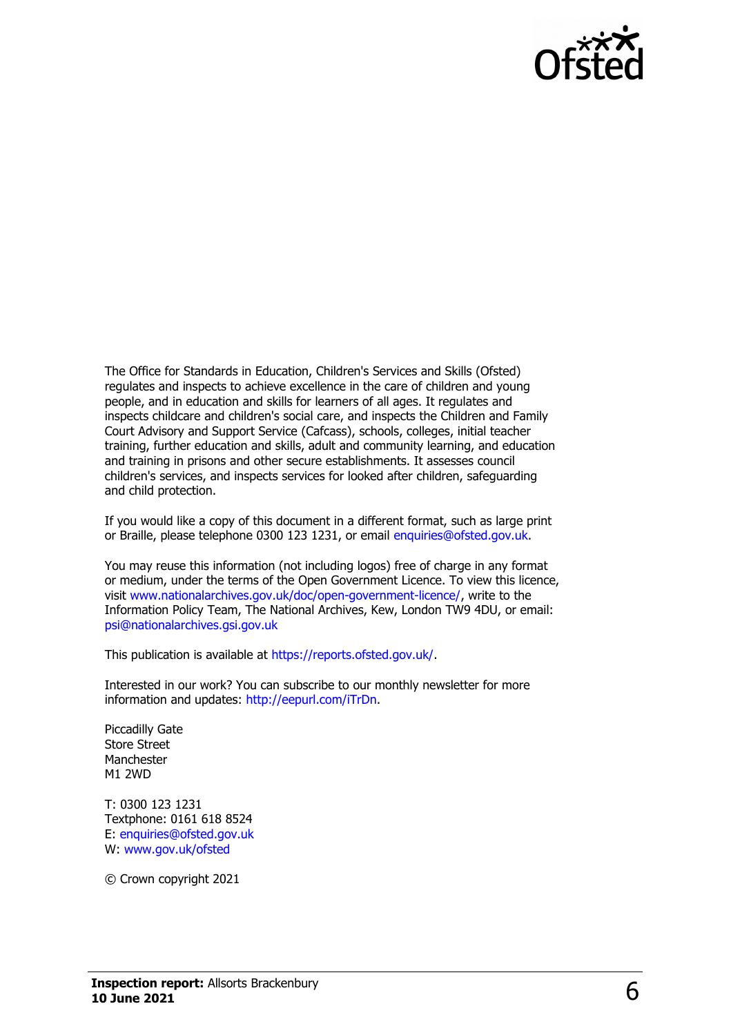The Office for Standards in Education, Children's Services and Skills (Ofsted) regulates and inspects to achieve excellence in the care of children and young people, and in education and skills for learners of all ages. It regulates and inspects childcare and children's social care, and inspects the Children and Family Court Advisory and Support Service (Cafcass), schools, colleges, initial teacher training, further education and skills, adult and community learning, and education and training in prisons and other secure establishments. It assesses council children's services, and inspects services for looked after children, safeguarding and child protection.

If you would like a copy of this document in a different format, such as large print or Braille, please telephone 0300 123 1231, or email enquiries@ofsted.gov.uk.

You may reuse this information (not including logos) free of charge in any format or medium, under the terms of the Open Government Licence. To view this licence, visit www.nationalarchives.gov.uk/doc/open-government-licence/, write to the Information Policy Team, The National Archives, Kew, London TW9 4DU, or email: psi@nationalarchives.gsi.gov.uk

This publication is available at https://reports.ofsted.gov.uk/.

Interested in our work? You can subscribe to our monthly newsletter for more information and updates: http://eepurl.com/iTrDn.

Piccadilly Gate
Store Street
Manchester
M1 2WD

T: 0300 123 1231
Textphone: 0161 618 8524
E: enquiries@ofsted.gov.uk
W: www.gov.uk/ofsted

© Crown copyright 2021